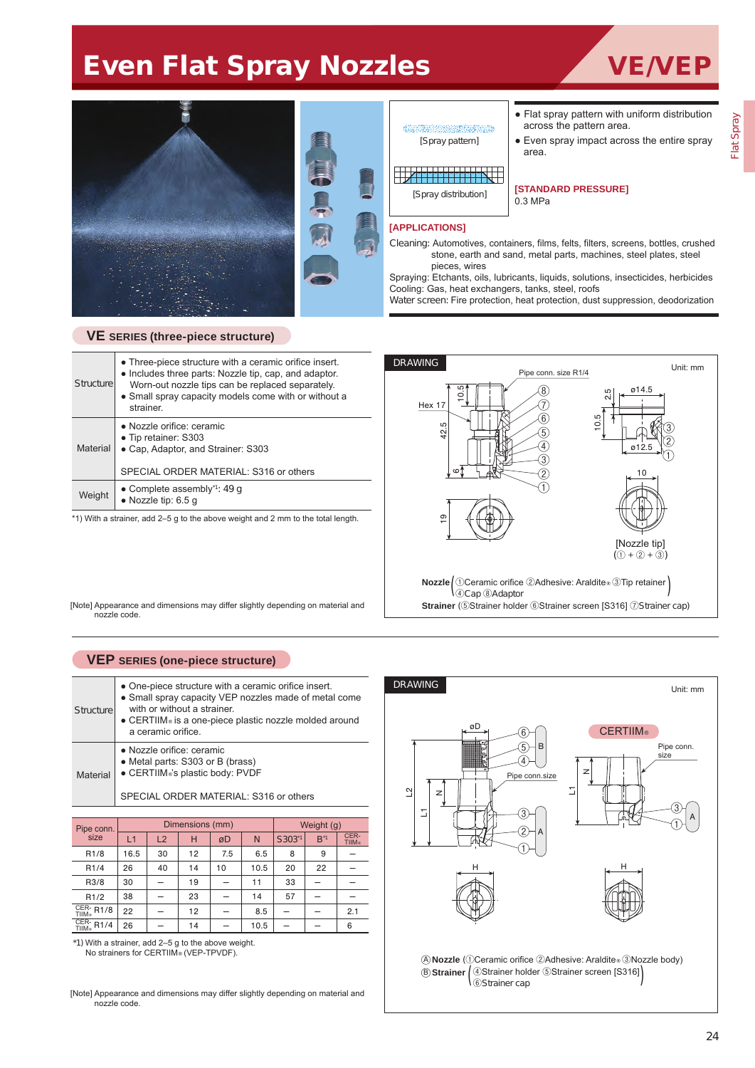# Even Flat Spray Nozzles

## VE/VEP

[Spray pattern]

[Spray distribution]

- Flat spray pattern with uniform distribution across the pattern area.
- Even spray impact across the entire spray area.

**[STANDARD PRESSURE]**
0.3 MPa

**[APPLICATIONS]**

Cleaning: Automotives, containers, films, felts, filters, screens, bottles, crushed stone, earth and sand, metal parts, machines, steel plates, steel pieces, wires
Spraying: Etchants, oils, lubricants, liquids, solutions, insecticides, herbicides
Cooling: Gas, heat exchangers, tanks, steel, roofs
Water screen: Fire protection, heat protection, dust suppression, deodorization

## VE SERIES (three-piece structure)

| | |
|---|---|
| Structure | • Three-piece structure with a ceramic orifice insert.<br>• Includes three parts: Nozzle tip, cap, and adaptor. Worn-out nozzle tips can be replaced separately.<br>• Small spray capacity models come with or without a strainer. |
| Material | • Nozzle orifice: ceramic<br>• Tip retainer: S303<br>• Cap, Adaptor, and Strainer: S303<br><br>SPECIAL ORDER MATERIAL: S316 or others |
| Weight | • Complete assembly[*1]: 49 g<br>• Nozzle tip: 6.5 g |

*1) With a strainer, add 2–5 g to the above weight and 2 mm to the total length.

[Note] Appearance and dimensions may differ slightly depending on material and nozzle code.

**DRAWING** Unit: mm

Pipe conn. size R1/4

Hex 17, 10.5, 42.5, 6, 19, 2.5, ø14.5, 10.5, ø12.5, 10

[Nozzle tip] (① + ② + ③)

**Nozzle** (①Ceramic orifice ②Adhesive: Araldite® ③Tip retainer ④Cap ⑧Adaptor)
**Strainer** (⑤Strainer holder ⑥Strainer screen [S316] ⑦Strainer cap)

## VEP SERIES (one-piece structure)

| | |
|---|---|
| Structure | • One-piece structure with a ceramic orifice insert.<br>• Small spray capacity VEP nozzles made of metal come with or without a strainer.<br>• CERTIIM® is a one-piece plastic nozzle molded around a ceramic orifice. |
| Material | • Nozzle orifice: ceramic<br>• Metal parts: S303 or B (brass)<br>• CERTIIM®'s plastic body: PVDF<br><br>SPECIAL ORDER MATERIAL: S316 or others |

| Pipe conn. size | Dimensions (mm) | | | | | Weight (g) | | |
|---|---|---|---|---|---|---|---|---|
| | L1 | L2 | H | øD | N | S303[*1] | B[*1] | CERTIIM® |
| R1/8 | 16.5 | 30 | 12 | 7.5 | 6.5 | 8 | 9 | – |
| R1/4 | 26 | 40 | 14 | 10 | 10.5 | 20 | 22 | – |
| R3/8 | 30 | – | 19 | – | 11 | 33 | – | – |
| R1/2 | 38 | – | 23 | – | 14 | 57 | – | – |
| CERTIIM® R1/8 | 22 | – | 12 | – | 8.5 | – | – | 2.1 |
| CERTIIM® R1/4 | 26 | – | 14 | – | 10.5 | – | – | 6 |

*1) With a strainer, add 2–5 g to the above weight.
No strainers for CERTIIM® (VEP-TPVDF).

[Note] Appearance and dimensions may differ slightly depending on material and nozzle code.

**DRAWING** Unit: mm

CERTIIM®

Pipe conn. size

Ⓐ**Nozzle** (①Ceramic orifice ②Adhesive: Araldite® ③Nozzle body)
Ⓑ**Strainer** (④Strainer holder ⑤Strainer screen [S316] ⑥Strainer cap)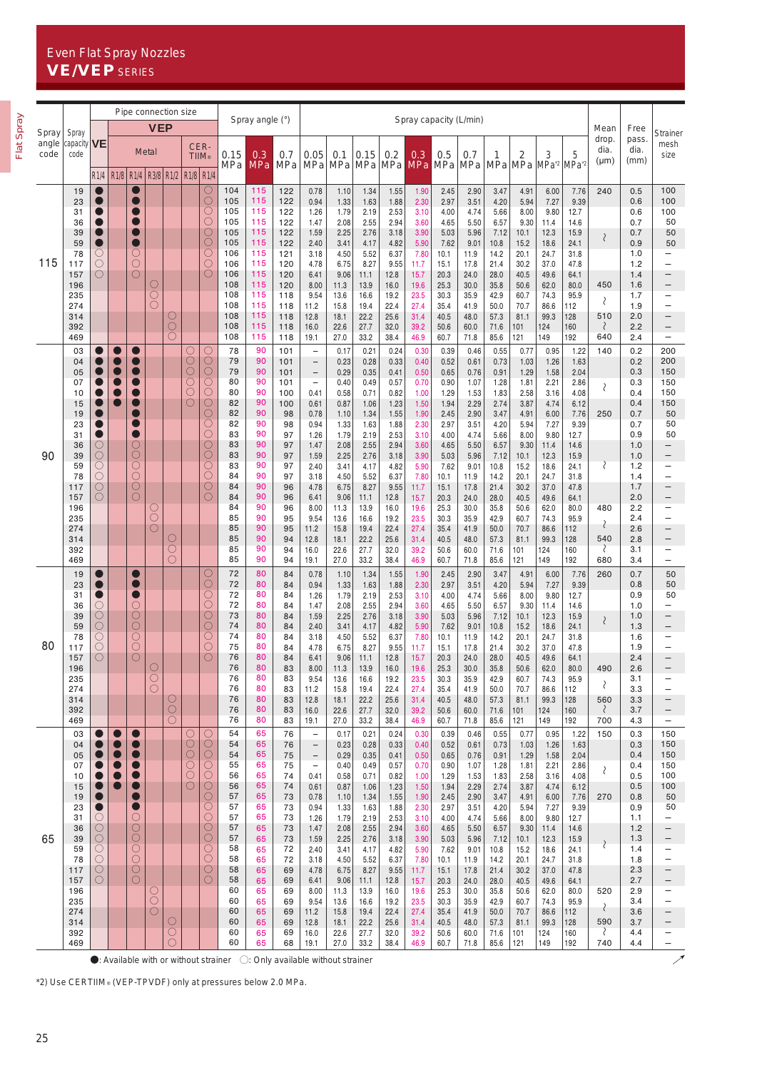## Even Flat Spray Nozzles
## VE/VEP SERIES

| Spray angle code | Spray capacity code | VE R1/4 | VEP Metal R1/8 | VEP Metal R1/4 | VEP Metal R3/8 | VEP Metal R1/2 | VEP CERTIIM® R1/8 | VEP CERTIIM® R1/4 | Spray angle (°) 0.15 MPa | Spray angle (°) 0.3 MPa | Spray angle (°) 0.7 MPa | Spray capacity (L/min) 0.05 MPa | 0.1 MPa | 0.15 MPa | 0.2 MPa | 0.3 MPa | 0.5 MPa | 0.7 MPa | 1 MPa | 2 MPa | 3 MPa*2 | 5 MPa*2 | Mean drop. dia. (µm) | Free pass. dia. (mm) | Strainer mesh size |
|---|---|---|---|---|---|---|---|---|---|---|---|---|---|---|---|---|---|---|---|---|---|---|---|---|---|
| 115 | 19 | ● | | ● | | | | ○ | 104 | 115 | 122 | 0.78 | 1.10 | 1.34 | 1.55 | 1.90 | 2.45 | 2.90 | 3.47 | 4.91 | 6.00 | 7.76 | 240 | 0.5 | 100 |
| | 23 | ● | | ● | | | | ○ | 105 | 115 | 122 | 0.94 | 1.33 | 1.63 | 1.88 | 2.30 | 2.97 | 3.51 | 4.20 | 5.94 | 7.27 | 9.39 | | 0.6 | 100 |
| | 31 | ● | | ● | | | | ○ | 105 | 115 | 122 | 1.26 | 1.79 | 2.19 | 2.53 | 3.10 | 4.00 | 4.74 | 5.66 | 8.00 | 9.80 | 12.7 | | 0.6 | 100 |
| | 36 | ● | | ● | | | | ○ | 105 | 115 | 122 | 1.47 | 2.08 | 2.55 | 2.94 | 3.60 | 4.65 | 5.50 | 6.57 | 9.30 | 11.4 | 14.6 | | 0.7 | 50 |
| | 39 | ● | | ● | | | | ○ | 105 | 115 | 122 | 1.59 | 2.25 | 2.76 | 3.18 | 3.90 | 5.03 | 5.96 | 7.12 | 10.1 | 12.3 | 15.9 | ≀ | 0.7 | 50 |
| | 59 | ● | | ● | | | | ○ | 105 | 115 | 122 | 2.40 | 3.41 | 4.17 | 4.82 | 5.90 | 7.62 | 9.01 | 10.8 | 15.2 | 18.6 | 24.1 | | 0.9 | 50 |
| | 78 | ○ | | ○ | | | | ○ | 106 | 115 | 121 | 3.18 | 4.50 | 5.52 | 6.37 | 7.80 | 10.1 | 11.9 | 14.2 | 20.1 | 24.7 | 31.8 | | 1.0 | – |
| | 117 | ○ | | ○ | | | | ○ | 106 | 115 | 120 | 4.78 | 6.75 | 8.27 | 9.55 | 11.7 | 15.1 | 17.8 | 21.4 | 30.2 | 37.0 | 47.8 | | 1.2 | – |
| | 157 | ○ | | ○ | | | | ○ | 106 | 115 | 120 | 6.41 | 9.06 | 11.1 | 12.8 | 15.7 | 20.3 | 24.0 | 28.0 | 40.5 | 49.6 | 64.1 | | 1.4 | – |
| | 196 | | | | ○ | | | | 108 | 115 | 120 | 8.00 | 11.3 | 13.9 | 16.0 | 19.6 | 25.3 | 30.0 | 35.8 | 50.6 | 62.0 | 80.0 | 450 | 1.6 | – |
| | 235 | | | | ○ | | | | 108 | 115 | 118 | 9.54 | 13.6 | 16.6 | 19.2 | 23.5 | 30.3 | 35.9 | 42.9 | 60.7 | 74.3 | 95.9 | ≀ | 1.7 | – |
| | 274 | | | | ○ | | | | 108 | 115 | 118 | 11.2 | 15.8 | 19.4 | 22.4 | 27.4 | 35.4 | 41.9 | 50.0 | 70.7 | 86.6 | 112 | | 1.9 | – |
| | 314 | | | | | ○ | | | 108 | 115 | 118 | 12.8 | 18.1 | 22.2 | 25.6 | 31.4 | 40.5 | 48.0 | 57.3 | 81.1 | 99.3 | 128 | 510 | 2.0 | – |
| | 392 | | | | | ○ | | | 108 | 115 | 118 | 16.0 | 22.6 | 27.7 | 32.0 | 39.2 | 50.6 | 60.0 | 71.6 | 101 | 124 | 160 | ≀ | 2.2 | – |
| | 469 | | | | | ○ | | | 108 | 115 | 118 | 19.1 | 27.0 | 33.2 | 38.4 | 46.9 | 60.7 | 71.8 | 85.6 | 121 | 149 | 192 | 640 | 2.4 | – |
| 90 | 03 | ● | ● | ● | | | ○ | ○ | 78 | 90 | 101 | – | 0.17 | 0.21 | 0.24 | 0.30 | 0.39 | 0.46 | 0.55 | 0.77 | 0.95 | 1.22 | 140 | 0.2 | 200 |
| | 04 | ● | ● | ● | | | ○ | ○ | 79 | 90 | 101 | – | 0.23 | 0.28 | 0.33 | 0.40 | 0.52 | 0.61 | 0.73 | 1.03 | 1.26 | 1.63 | | 0.2 | 200 |
| | 05 | ● | ● | ● | | | ○ | ○ | 79 | 90 | 101 | – | 0.29 | 0.35 | 0.41 | 0.50 | 0.65 | 0.76 | 0.91 | 1.29 | 1.58 | 2.04 | | 0.3 | 150 |
| | 07 | ● | ● | ● | | | ○ | ○ | 80 | 90 | 101 | – | 0.40 | 0.49 | 0.57 | 0.70 | 0.90 | 1.07 | 1.28 | 1.81 | 2.21 | 2.86 | ≀ | 0.3 | 150 |
| | 10 | ● | ● | ● | | | ○ | ○ | 80 | 90 | 100 | 0.41 | 0.58 | 0.71 | 0.82 | 1.00 | 1.29 | 1.53 | 1.83 | 2.58 | 3.16 | 4.08 | | 0.4 | 150 |
| | 15 | ● | ● | ● | | | ○ | ○ | 82 | 90 | 100 | 0.61 | 0.87 | 1.06 | 1.23 | 1.50 | 1.94 | 2.29 | 2.74 | 3.87 | 4.74 | 6.12 | | 0.4 | 150 |
| | 19 | ● | | ● | | | | ○ | 82 | 90 | 98 | 0.78 | 1.10 | 1.34 | 1.55 | 1.90 | 2.45 | 2.90 | 3.47 | 4.91 | 6.00 | 7.76 | 250 | 0.7 | 50 |
| | 23 | ● | | ● | | | | ○ | 82 | 90 | 98 | 0.94 | 1.33 | 1.63 | 1.88 | 2.30 | 2.97 | 3.51 | 4.20 | 5.94 | 7.27 | 9.39 | | 0.7 | 50 |
| | 31 | ● | | ● | | | | ○ | 83 | 90 | 97 | 1.26 | 1.79 | 2.19 | 2.53 | 3.10 | 4.00 | 4.74 | 5.66 | 8.00 | 9.80 | 12.7 | | 0.9 | 50 |
| | 36 | ○ | | ○ | | | | ○ | 83 | 90 | 97 | 1.47 | 2.08 | 2.55 | 2.94 | 3.60 | 4.65 | 5.50 | 6.57 | 9.30 | 11.4 | 14.6 | | 1.0 | – |
| | 39 | ○ | | ○ | | | | ○ | 83 | 90 | 97 | 1.59 | 2.25 | 2.76 | 3.18 | 3.90 | 5.03 | 5.96 | 7.12 | 10.1 | 12.3 | 15.9 | | 1.0 | – |
| | 59 | ○ | | ○ | | | | ○ | 83 | 90 | 97 | 2.40 | 3.41 | 4.17 | 4.82 | 5.90 | 7.62 | 9.01 | 10.8 | 15.2 | 18.6 | 24.1 | ≀ | 1.2 | – |
| | 78 | ○ | | ○ | | | | ○ | 84 | 90 | 97 | 3.18 | 4.50 | 5.52 | 6.37 | 7.80 | 10.1 | 11.9 | 14.2 | 20.1 | 24.7 | 31.8 | | 1.4 | – |
| | 117 | ○ | | ○ | | | | ○ | 84 | 90 | 96 | 4.78 | 6.75 | 8.27 | 9.55 | 11.7 | 15.1 | 17.8 | 21.4 | 30.2 | 37.0 | 47.8 | | 1.7 | – |
| | 157 | ○ | | ○ | | | | ○ | 84 | 90 | 96 | 6.41 | 9.06 | 11.1 | 12.8 | 15.7 | 20.3 | 24.0 | 28.0 | 40.5 | 49.6 | 64.1 | | 2.0 | – |
| | 196 | | | | ○ | | | | 84 | 90 | 96 | 8.00 | 11.3 | 13.9 | 16.0 | 19.6 | 25.3 | 30.0 | 35.8 | 50.6 | 62.0 | 80.0 | 480 | 2.2 | – |
| | 235 | | | | ○ | | | | 85 | 90 | 95 | 9.54 | 13.6 | 16.6 | 19.2 | 23.5 | 30.3 | 35.9 | 42.9 | 60.7 | 74.3 | 95.9 | ≀ | 2.4 | – |
| | 274 | | | | ○ | | | | 85 | 90 | 95 | 11.2 | 15.8 | 19.4 | 22.4 | 27.4 | 35.4 | 41.9 | 50.0 | 70.7 | 86.6 | 112 | | 2.6 | – |
| | 314 | | | | | ○ | | | 85 | 90 | 94 | 12.8 | 18.1 | 22.2 | 25.6 | 31.4 | 40.5 | 48.0 | 57.3 | 81.1 | 99.3 | 128 | 540 | 2.8 | – |
| | 392 | | | | | ○ | | | 85 | 90 | 94 | 16.0 | 22.6 | 27.7 | 32.0 | 39.2 | 50.6 | 60.0 | 71.6 | 101 | 124 | 160 | ≀ | 3.1 | – |
| | 469 | | | | | ○ | | | 85 | 90 | 94 | 19.1 | 27.0 | 33.2 | 38.4 | 46.9 | 60.7 | 71.8 | 85.6 | 121 | 149 | 192 | 680 | 3.4 | – |
| 80 | 19 | ● | | ● | | | | ○ | 72 | 80 | 84 | 0.78 | 1.10 | 1.34 | 1.55 | 1.90 | 2.45 | 2.90 | 3.47 | 4.91 | 6.00 | 7.76 | 260 | 0.7 | 50 |
| | 23 | ● | | ● | | | | ○ | 72 | 80 | 84 | 0.94 | 1.33 | 1.63 | 1.88 | 2.30 | 2.97 | 3.51 | 4.20 | 5.94 | 7.27 | 9.39 | | 0.8 | 50 |
| | 31 | ● | | ● | | | | ○ | 72 | 80 | 84 | 1.26 | 1.79 | 2.19 | 2.53 | 3.10 | 4.00 | 4.74 | 5.66 | 8.00 | 9.80 | 12.7 | | 0.9 | 50 |
| | 36 | ○ | | ○ | | | | ○ | 72 | 80 | 84 | 1.47 | 2.08 | 2.55 | 2.94 | 3.60 | 4.65 | 5.50 | 6.57 | 9.30 | 11.4 | 14.6 | | 1.0 | – |
| | 39 | ○ | | ○ | | | | ○ | 73 | 80 | 84 | 1.59 | 2.25 | 2.76 | 3.18 | 3.90 | 5.03 | 5.96 | 7.12 | 10.1 | 12.3 | 15.9 | ≀ | 1.0 | – |
| | 59 | ○ | | ○ | | | | ○ | 74 | 80 | 84 | 2.40 | 3.41 | 4.17 | 4.82 | 5.90 | 7.62 | 9.01 | 10.8 | 15.2 | 18.6 | 24.1 | | 1.3 | – |
| | 78 | ○ | | ○ | | | | ○ | 74 | 80 | 84 | 3.18 | 4.50 | 5.52 | 6.37 | 7.80 | 10.1 | 11.9 | 14.2 | 20.1 | 24.7 | 31.8 | | 1.6 | – |
| | 117 | ○ | | ○ | | | | ○ | 75 | 80 | 84 | 4.78 | 6.75 | 8.27 | 9.55 | 11.7 | 15.1 | 17.8 | 21.4 | 30.2 | 37.0 | 47.8 | | 1.9 | – |
| | 157 | ○ | | ○ | | | | ○ | 76 | 80 | 84 | 6.41 | 9.06 | 11.1 | 12.8 | 15.7 | 20.3 | 24.0 | 28.0 | 40.5 | 49.6 | 64.1 | | 2.4 | – |
| | 196 | | | | ○ | | | | 76 | 80 | 83 | 8.00 | 11.3 | 13.9 | 16.0 | 19.6 | 25.3 | 30.0 | 35.8 | 50.6 | 62.0 | 80.0 | 490 | 2.6 | – |
| | 235 | | | | ○ | | | | 76 | 80 | 83 | 9.54 | 13.6 | 16.6 | 19.2 | 23.5 | 30.3 | 35.9 | 42.9 | 60.7 | 74.3 | 95.9 | ≀ | 3.1 | – |
| | 274 | | | | ○ | | | | 76 | 80 | 83 | 11.2 | 15.8 | 19.4 | 22.4 | 27.4 | 35.4 | 41.9 | 50.0 | 70.7 | 86.6 | 112 | | 3.3 | – |
| | 314 | | | | | ○ | | | 76 | 80 | 83 | 12.8 | 18.1 | 22.2 | 25.6 | 31.4 | 40.5 | 48.0 | 57.3 | 81.1 | 99.3 | 128 | 560 | 3.3 | – |
| | 392 | | | | | ○ | | | 76 | 80 | 83 | 16.0 | 22.6 | 27.7 | 32.0 | 39.2 | 50.6 | 60.0 | 71.6 | 101 | 124 | 160 | ≀ | 3.7 | – |
| | 469 | | | | | ○ | | | 76 | 80 | 83 | 19.1 | 27.0 | 33.2 | 38.4 | 46.9 | 60.7 | 71.8 | 85.6 | 121 | 149 | 192 | 700 | 4.3 | – |
| 65 | 03 | ● | ● | ● | | | ○ | ○ | 54 | 65 | 76 | – | 0.17 | 0.21 | 0.24 | 0.30 | 0.39 | 0.46 | 0.55 | 0.77 | 0.95 | 1.22 | 150 | 0.3 | 150 |
| | 04 | ● | ● | ● | | | ○ | ○ | 54 | 65 | 75 | – | 0.23 | 0.28 | 0.33 | 0.40 | 0.52 | 0.61 | 0.73 | 1.03 | 1.26 | 1.63 | | 0.3 | 150 |
| | 05 | ● | ● | ● | | | ○ | ○ | 54 | 65 | 75 | – | 0.29 | 0.35 | 0.41 | 0.50 | 0.65 | 0.76 | 0.91 | 1.29 | 1.58 | 2.04 | | 0.4 | 150 |
| | 07 | ● | ● | ● | | | ○ | ○ | 55 | 65 | 75 | – | 0.40 | 0.49 | 0.57 | 0.70 | 0.90 | 1.07 | 1.28 | 1.81 | 2.21 | 2.86 | ≀ | 0.4 | 150 |
| | 10 | ● | ● | ● | | | ○ | ○ | 56 | 65 | 74 | 0.41 | 0.58 | 0.71 | 0.82 | 1.00 | 1.29 | 1.53 | 1.83 | 2.58 | 3.16 | 4.08 | | 0.5 | 100 |
| | 15 | ● | ● | ● | | | ○ | ○ | 56 | 65 | 74 | 0.61 | 0.87 | 1.06 | 1.23 | 1.50 | 1.94 | 2.29 | 2.74 | 3.87 | 4.74 | 6.12 | | 0.5 | 100 |
| | 19 | ● | | ● | | | | ○ | 57 | 65 | 73 | 0.78 | 1.10 | 1.34 | 1.55 | 1.90 | 2.45 | 2.90 | 3.47 | 4.91 | 6.00 | 7.76 | 270 | 0.8 | 50 |
| | 23 | ● | | ● | | | | ○ | 57 | 65 | 73 | 0.94 | 1.33 | 1.63 | 1.88 | 2.30 | 2.97 | 3.51 | 4.20 | 5.94 | 7.27 | 9.39 | | 0.9 | 50 |
| | 31 | ○ | | ○ | | | | ○ | 57 | 65 | 73 | 1.26 | 1.79 | 2.19 | 2.53 | 3.10 | 4.00 | 4.74 | 5.66 | 8.00 | 9.80 | 12.7 | | 1.1 | – |
| | 36 | ○ | | ○ | | | | ○ | 57 | 65 | 73 | 1.47 | 2.08 | 2.55 | 2.94 | 3.60 | 4.65 | 5.50 | 6.57 | 9.30 | 11.4 | 14.6 | | 1.2 | – |
| | 39 | ○ | | ○ | | | | ○ | 57 | 65 | 73 | 1.59 | 2.25 | 2.76 | 3.18 | 3.90 | 5.03 | 5.96 | 7.12 | 10.1 | 12.3 | 15.9 | | 1.3 | – |
| | 59 | ○ | | ○ | | | | ○ | 58 | 65 | 72 | 2.40 | 3.41 | 4.17 | 4.82 | 5.90 | 7.62 | 9.01 | 10.8 | 15.2 | 18.6 | 24.1 | ≀ | 1.4 | – |
| | 78 | ○ | | ○ | | | | ○ | 58 | 65 | 72 | 3.18 | 4.50 | 5.52 | 6.37 | 7.80 | 10.1 | 11.9 | 14.2 | 20.1 | 24.7 | 31.8 | | 1.8 | – |
| | 117 | ○ | | ○ | | | | ○ | 58 | 65 | 69 | 4.78 | 6.75 | 8.27 | 9.55 | 11.7 | 15.1 | 17.8 | 21.4 | 30.2 | 37.0 | 47.8 | | 2.3 | – |
| | 157 | ○ | | ○ | | | | ○ | 58 | 65 | 69 | 6.41 | 9.06 | 11.1 | 12.8 | 15.7 | 20.3 | 24.0 | 28.0 | 40.5 | 49.6 | 64.1 | | 2.7 | – |
| | 196 | | | | ○ | | | | 60 | 65 | 69 | 8.00 | 11.3 | 13.9 | 16.0 | 19.6 | 25.3 | 30.0 | 35.8 | 50.6 | 62.0 | 80.0 | 520 | 2.9 | – |
| | 235 | | | | ○ | | | | 60 | 65 | 69 | 9.54 | 13.6 | 16.6 | 19.2 | 23.5 | 30.3 | 35.9 | 42.9 | 60.7 | 74.3 | 95.9 | ≀ | 3.4 | – |
| | 274 | | | | ○ | | | | 60 | 65 | 69 | 11.2 | 15.8 | 19.4 | 22.4 | 27.4 | 35.4 | 41.9 | 50.0 | 70.7 | 86.6 | 112 | | 3.6 | – |
| | 314 | | | | | ○ | | | 60 | 65 | 69 | 12.8 | 18.1 | 22.2 | 25.6 | 31.4 | 40.5 | 48.0 | 57.3 | 81.1 | 99.3 | 128 | 590 | 3.7 | – |
| | 392 | | | | | ○ | | | 60 | 65 | 69 | 16.0 | 22.6 | 27.7 | 32.0 | 39.2 | 50.6 | 60.0 | 71.6 | 101 | 124 | 160 | ≀ | 4.4 | – |
| | 469 | | | | | ○ | | | 60 | 65 | 68 | 19.1 | 27.0 | 33.2 | 38.4 | 46.9 | 60.7 | 71.8 | 85.6 | 121 | 149 | 192 | 740 | 4.4 | – |

●: Available with or without strainer ○: Only available without strainer

*2) Use CERTIIM® (VEP-TPVDF) only at pressures below 2.0 MPa.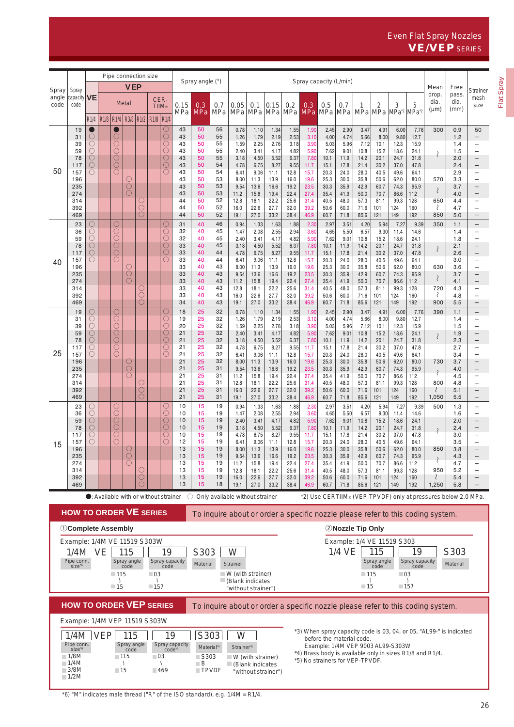## Even Flat Spray Nozzles

## VE/VEP SERIES

| Spray angle code | Spray capacity code | VE | VEP Pipe connection size | | | | | | Spray angle (°) | | | Spray capacity (L/min) | | | | | | | | | | | Mean drop. dia. (μm) | Free pass. dia. (mm) | Strainer mesh size |
|---|---|---|---|---|---|---|---|---|---|---|---|---|---|---|---|---|---|---|---|---|---|---|---|---|---|
| | | | Metal | | | | CERTIIM® | | | | | | | | | | | | | | | | | | |
| | | R1/4 | R1/8 | R1/4 | R3/8 | R1/2 | R1/8 | R1/4 | 0.15 MPa | 0.3 MPa | 0.7 MPa | 0.05 MPa | 0.1 MPa | 0.15 MPa | 0.2 MPa | 0.3 MPa | 0.5 MPa | 0.7 MPa | 1 MPa | 2 MPa | 3 MPa*2 | 5 MPa*2 | | | |
| 50 | 19 | ● | | ● | | | | ○ | 43 | 50 | 56 | 0.78 | 1.10 | 1.34 | 1.55 | 1.90 | 2.45 | 2.90 | 3.47 | 4.91 | 6.00 | 7.76 | 300 | 0.9 | 50 |
| | 31 | ○ | | ○ | | | | ○ | 43 | 50 | 55 | 1.26 | 1.79 | 2.19 | 2.53 | 3.10 | 4.00 | 4.74 | 5.66 | 8.00 | 9.80 | 12.7 | | 1.2 | – |
| | 39 | ○ | | ○ | | | | ○ | 43 | 50 | 55 | 1.59 | 2.25 | 2.76 | 3.18 | 3.90 | 5.03 | 5.96 | 7.12 | 10.1 | 12.3 | 15.9 | | 1.4 | – |
| | 59 | ○ | | ○ | | | | ○ | 43 | 50 | 55 | 2.40 | 3.41 | 4.17 | 4.82 | 5.90 | 7.62 | 9.01 | 10.8 | 15.2 | 18.6 | 24.1 | ~ | 1.5 | – |
| | 78 | ○ | | ○ | | | | ○ | 43 | 50 | 55 | 3.18 | 4.50 | 5.52 | 6.37 | 7.80 | 10.1 | 11.9 | 14.2 | 20.1 | 24.7 | 31.8 | | 2.0 | – |
| | 117 | ○ | | ○ | | | | ○ | 43 | 50 | 54 | 4.78 | 6.75 | 8.27 | 9.55 | 11.7 | 15.1 | 17.8 | 21.4 | 30.2 | 37.0 | 47.8 | | 2.4 | – |
| | 157 | ○ | | ○ | | | | ○ | 43 | 50 | 54 | 6.41 | 9.06 | 11.1 | 12.8 | 15.7 | 20.3 | 24.0 | 28.0 | 40.5 | 49.6 | 64.1 | | 2.9 | – |
| | 196 | | | | ○ | | | | 43 | 50 | 53 | 8.00 | 11.3 | 13.9 | 16.0 | 19.6 | 25.3 | 30.0 | 35.8 | 50.6 | 62.0 | 80.0 | 570 | 3.3 | – |
| | 235 | | | | ○ | | | | 43 | 50 | 53 | 9.54 | 13.6 | 16.6 | 19.2 | 23.5 | 30.3 | 35.9 | 42.9 | 60.7 | 74.3 | 95.9 | ~ | 3.7 | – |
| | 274 | | | | ○ | | | | 43 | 50 | 53 | 11.2 | 15.8 | 19.4 | 22.4 | 27.4 | 35.4 | 41.9 | 50.0 | 70.7 | 86.6 | 112 | | 4.0 | – |
| | 314 | | | | | ○ | | | 44 | 50 | 52 | 12.8 | 18.1 | 22.2 | 25.6 | 31.4 | 40.5 | 48.0 | 57.3 | 81.1 | 99.3 | 128 | 650 | 4.4 | – |
| | 392 | | | | | ○ | | | 44 | 50 | 52 | 16.0 | 22.6 | 27.7 | 32.0 | 39.2 | 50.6 | 60.0 | 71.6 | 101 | 124 | 160 | ~ | 4.7 | – |
| | 469 | | | | | ○ | | | 44 | 50 | 52 | 19.1 | 27.0 | 33.2 | 38.4 | 46.9 | 60.7 | 71.8 | 85.6 | 121 | 149 | 192 | 850 | 5.0 | – |
| 40 | 23 | ○ | | ○ | | | | ○ | 31 | 40 | 46 | 0.94 | 1.33 | 1.63 | 1.88 | 2.30 | 2.97 | 3.51 | 4.20 | 5.94 | 7.27 | 9.39 | 350 | 1.1 | – |
| | 36 | ○ | | ○ | | | | ○ | 32 | 40 | 45 | 1.47 | 2.08 | 2.55 | 2.94 | 3.60 | 4.65 | 5.50 | 6.57 | 9.30 | 11.4 | 14.6 | | 1.4 | – |
| | 59 | ○ | | ○ | | | | ○ | 32 | 40 | 45 | 2.40 | 3.41 | 4.17 | 4.82 | 5.90 | 7.62 | 9.01 | 10.8 | 15.2 | 18.6 | 24.1 | | 1.8 | – |
| | 78 | ○ | | ○ | | | | ○ | 33 | 40 | 45 | 3.18 | 4.50 | 5.52 | 6.37 | 7.80 | 10.1 | 11.9 | 14.2 | 20.1 | 24.7 | 31.8 | ~ | 2.1 | – |
| | 117 | ○ | | ○ | | | | ○ | 33 | 40 | 44 | 4.78 | 6.75 | 8.27 | 9.55 | 11.7 | 15.1 | 17.8 | 21.4 | 30.2 | 37.0 | 47.8 | | 2.6 | – |
| | 157 | ○ | | ○ | | | | ○ | 33 | 40 | 44 | 6.41 | 9.06 | 11.1 | 12.8 | 15.7 | 20.3 | 24.0 | 28.0 | 40.5 | 49.6 | 64.1 | | 3.0 | – |
| | 196 | | | | ○ | | | | 33 | 40 | 43 | 8.00 | 11.3 | 13.9 | 16.0 | 19.6 | 25.3 | 30.0 | 35.8 | 50.6 | 62.0 | 80.0 | 630 | 3.6 | – |
| | 235 | | | | ○ | | | | 33 | 40 | 43 | 9.54 | 13.6 | 16.6 | 19.2 | 23.5 | 30.3 | 35.9 | 42.9 | 60.7 | 74.3 | 95.9 | ~ | 3.7 | – |
| | 274 | | | | ○ | | | | 33 | 40 | 43 | 11.2 | 15.8 | 19.4 | 22.4 | 27.4 | 35.4 | 41.9 | 50.0 | 70.7 | 86.6 | 112 | | 4.1 | – |
| | 314 | | | | | ○ | | | 33 | 40 | 43 | 12.8 | 18.1 | 22.2 | 25.6 | 31.4 | 40.5 | 48.0 | 57.3 | 81.1 | 99.3 | 128 | 720 | 4.3 | – |
| | 392 | | | | | ○ | | | 33 | 40 | 43 | 16.0 | 22.6 | 27.7 | 32.0 | 39.2 | 50.6 | 60.0 | 71.6 | 101 | 124 | 160 | ~ | 4.8 | – |
| | 469 | | | | | ○ | | | 34 | 40 | 43 | 19.1 | 27.0 | 33.2 | 38.4 | 46.9 | 60.7 | 71.8 | 85.6 | 121 | 149 | 192 | 900 | 5.5 | – |
| 25 | 19 | ○ | | ○ | | | | ○ | 18 | 25 | 32 | 0.78 | 1.10 | 1.34 | 1.55 | 1.90 | 2.45 | 2.90 | 3.47 | 4.91 | 6.00 | 7.76 | 390 | 1.1 | – |
| | 31 | ○ | | ○ | | | | ○ | 19 | 25 | 32 | 1.26 | 1.79 | 2.19 | 2.53 | 3.10 | 4.00 | 4.74 | 5.66 | 8.00 | 9.80 | 12.7 | | 1.4 | – |
| | 39 | ○ | | ○ | | | | ○ | 20 | 25 | 32 | 1.59 | 2.25 | 2.76 | 3.18 | 3.90 | 5.03 | 5.96 | 7.12 | 10.1 | 12.3 | 15.9 | | 1.5 | – |
| | 59 | ○ | | ○ | | | | ○ | 21 | 25 | 32 | 2.40 | 3.41 | 4.17 | 4.82 | 5.90 | 7.62 | 9.01 | 10.8 | 15.2 | 18.6 | 24.1 | ~ | 1.9 | – |
| | 78 | ○ | | ○ | | | | ○ | 21 | 25 | 32 | 3.18 | 4.50 | 5.52 | 6.37 | 7.80 | 10.1 | 11.9 | 14.2 | 20.1 | 24.7 | 31.8 | | 2.3 | – |
| | 117 | ○ | | ○ | | | | ○ | 21 | 25 | 32 | 4.78 | 6.75 | 8.27 | 9.55 | 11.7 | 15.1 | 17.8 | 21.4 | 30.2 | 37.0 | 47.8 | | 2.7 | – |
| | 157 | ○ | | ○ | | | | ○ | 21 | 25 | 32 | 6.41 | 9.06 | 11.1 | 12.8 | 15.7 | 20.3 | 24.0 | 28.0 | 40.5 | 49.6 | 64.1 | | 3.4 | – |
| | 196 | | | | ○ | | | | 21 | 25 | 32 | 8.00 | 11.3 | 13.9 | 16.0 | 19.6 | 25.3 | 30.0 | 35.8 | 50.6 | 62.0 | 80.0 | 730 | 3.7 | – |
| | 235 | | | | ○ | | | | 21 | 25 | 31 | 9.54 | 13.6 | 16.6 | 19.2 | 23.5 | 30.3 | 35.9 | 42.9 | 60.7 | 74.3 | 95.9 | ~ | 4.0 | – |
| | 274 | | | | ○ | | | | 21 | 25 | 31 | 11.2 | 15.8 | 19.4 | 22.4 | 27.4 | 35.4 | 41.9 | 50.0 | 70.7 | 86.6 | 112 | | 4.5 | – |
| | 314 | | | | | ○ | | | 21 | 25 | 31 | 12.8 | 18.1 | 22.2 | 25.6 | 31.4 | 40.5 | 48.0 | 57.3 | 81.1 | 99.3 | 128 | 800 | 4.8 | – |
| | 392 | | | | | ○ | | | 21 | 25 | 31 | 16.0 | 22.6 | 27.7 | 32.0 | 39.2 | 50.6 | 60.0 | 71.6 | 101 | 124 | 160 | ~ | 5.1 | – |
| | 469 | | | | | ○ | | | 21 | 25 | 31 | 19.1 | 27.0 | 33.2 | 38.4 | 46.9 | 60.7 | 71.8 | 85.6 | 121 | 149 | 192 | 1,050 | 5.5 | – |
| 15 | 23 | ○ | | ○ | | | | ○ | 10 | 15 | 19 | 0.94 | 1.33 | 1.63 | 1.88 | 2.30 | 2.97 | 3.51 | 4.20 | 5.94 | 7.27 | 9.39 | 500 | 1.3 | – |
| | 36 | ○ | | ○ | | | | ○ | 10 | 15 | 19 | 1.47 | 2.08 | 2.55 | 2.94 | 3.60 | 4.65 | 5.50 | 6.57 | 9.30 | 11.4 | 14.6 | | 1.6 | – |
| | 59 | ○ | | ○ | | | | ○ | 10 | 15 | 19 | 2.40 | 3.41 | 4.17 | 4.82 | 5.90 | 7.62 | 9.01 | 10.8 | 15.2 | 18.6 | 24.1 | | 2.0 | – |
| | 78 | ○ | | ○ | | | | ○ | 10 | 15 | 19 | 3.18 | 4.50 | 5.52 | 6.37 | 7.80 | 10.1 | 11.9 | 14.2 | 20.1 | 24.7 | 31.8 | ~ | 2.4 | – |
| | 117 | ○ | | ○ | | | | ○ | 10 | 15 | 19 | 4.78 | 6.75 | 8.27 | 9.55 | 11.7 | 15.1 | 17.8 | 21.4 | 30.2 | 37.0 | 47.8 | | 3.0 | – |
| | 157 | ○ | | ○ | | | | ○ | 12 | 15 | 19 | 6.41 | 9.06 | 11.1 | 12.8 | 15.7 | 20.3 | 24.0 | 28.0 | 40.5 | 49.6 | 64.1 | | 3.5 | – |
| | 196 | | | | ○ | | | | 13 | 15 | 19 | 8.00 | 11.3 | 13.9 | 16.0 | 19.6 | 25.3 | 30.0 | 35.8 | 50.6 | 62.0 | 80.0 | 850 | 3.8 | – |
| | 235 | | | | ○ | | | | 13 | 15 | 19 | 9.54 | 13.6 | 16.6 | 19.2 | 23.5 | 30.3 | 35.9 | 42.9 | 60.7 | 74.3 | 95.9 | ~ | 4.3 | – |
| | 274 | | | | ○ | | | | 13 | 15 | 19 | 11.2 | 15.8 | 19.4 | 22.4 | 27.4 | 35.4 | 41.9 | 50.0 | 70.7 | 86.6 | 112 | | 4.7 | – |
| | 314 | | | | | ○ | | | 13 | 15 | 19 | 12.8 | 18.1 | 22.2 | 25.6 | 31.4 | 40.5 | 48.0 | 57.3 | 81.1 | 99.3 | 128 | 950 | 5.2 | – |
| | 392 | | | | | ○ | | | 13 | 15 | 19 | 16.0 | 22.6 | 27.7 | 32.0 | 39.2 | 50.6 | 60.0 | 71.6 | 101 | 124 | 160 | ~ | 5.4 | – |
| | 469 | | | | | ○ | | | 13 | 15 | 18 | 19.1 | 27.0 | 33.2 | 38.4 | 46.9 | 60.7 | 71.8 | 85.6 | 121 | 149 | 192 | 1,250 | 5.8 | – |

●: Available with or without strainer ○: Only available without strainer

*2) Use CERTIIM® (VEP-TPVDF) only at pressures below 2.0 MPa.

## HOW TO ORDER VE SERIES

To inquire about or order a specific nozzle please refer to this coding system.

**①Complete Assembly**

Example: 1/4M VE 11519 S303W

1/4M VE 115 19 S303 W

- 1/4M: Pipe conn. size*6
- 115: Spray angle code (115 ~ 15)
- 19: Spray capacity code (03 ~ 157)
- S303: Material
- W: Strainer (W (with strainer); Blank indicates "without strainer")

**②Nozzle Tip Only**

Example: 1/4 VE 11519 S303

1/4 VE 115 19 S303

- 115: Spray angle code (115 ~ 15)
- 19: Spray capacity code (03 ~ 157)
- S303: Material

## HOW TO ORDER VEP SERIES

To inquire about or order a specific nozzle please refer to this coding system.

Example: 1/4M VEP 11519 S303W

1/4M VEP 115 19 S303 W

- 1/4M: Pipe conn. size*6 (1/8M, 1/4M, 3/8M, 1/2M)
- 115: Spray angle code (115 ~ 15)
- 19: Spray capacity code*3 (03 ~ 469)
- S303: Material*4 (S303, B, TPVDF)
- W: Strainer*5 (W (with strainer); Blank indicates "without strainer")

*3) When spray capacity code is 03, 04, or 05, "AL99-" is indicated before the material code.
Example: 1/4M VEP 9003 AL99-S303W

*4) Brass body is available only in sizes R1/8 and R1/4.

*5) No strainers for VEP-TPVDF.

*6) "M" indicates male thread ("R" of the ISO standard), e.g. 1/4M = R1/4.